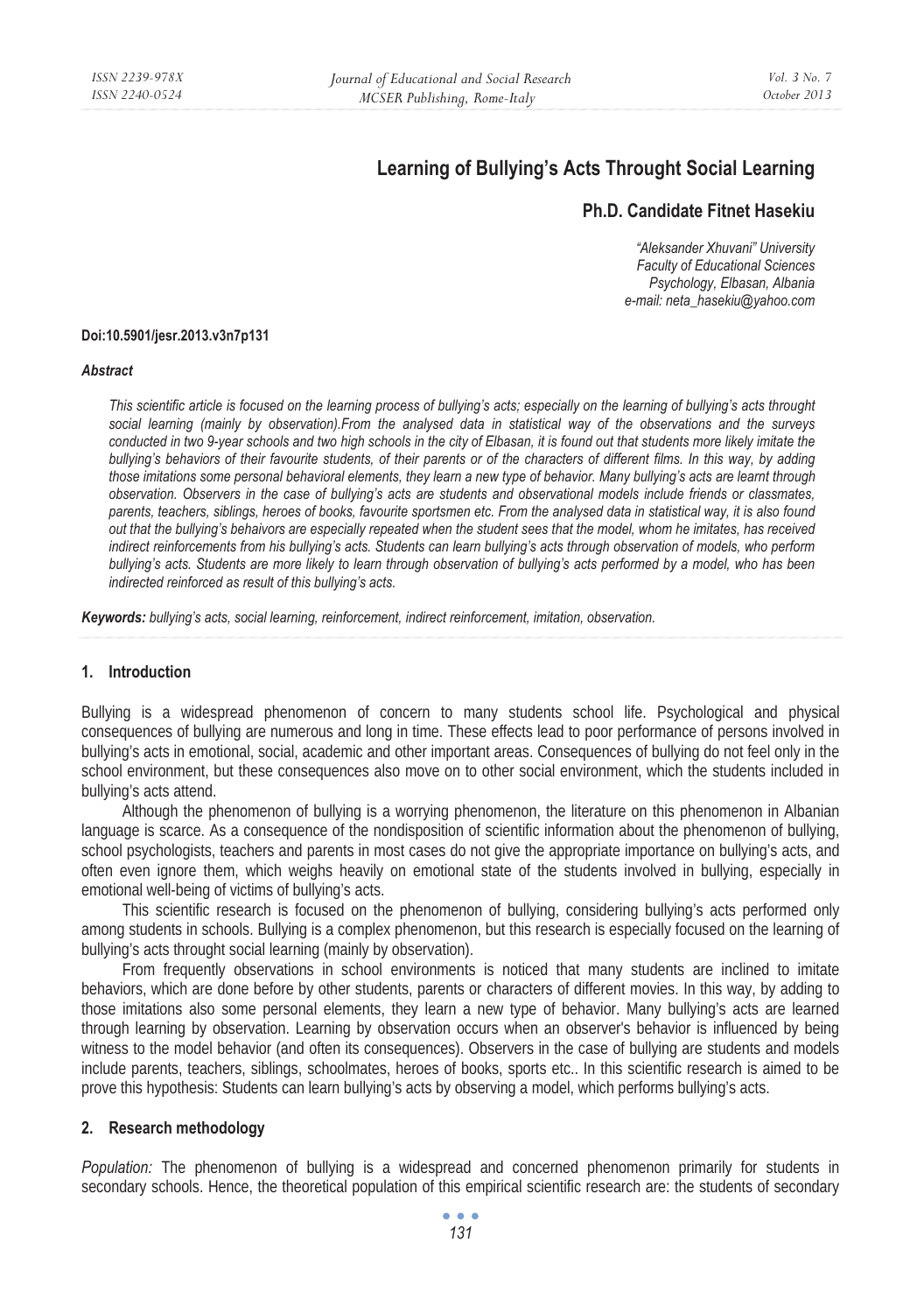# Learning of Bullying's Acts Throught Social Learning

## Ph.D. Candidate Fitnet Hasekiu

*"Aleksander Xhuvani" University*
*Faculty of Educational Sciences*
*Psychology, Elbasan, Albania*
*e-mail: neta_hasekiu@yahoo.com*

**Doi:10.5901/jesr.2013.v3n7p131**

***Abstract***

*This scientific article is focused on the learning process of bullying's acts; especially on the learning of bullying's acts throught social learning (mainly by observation).From the analysed data in statistical way of the observations and the surveys conducted in two 9-year schools and two high schools in the city of Elbasan, it is found out that students more likely imitate the bullying's behaviors of their favourite students, of their parents or of the characters of different films. In this way, by adding those imitations some personal behavioral elements, they learn a new type of behavior. Many bullying's acts are learnt through observation. Observers in the case of bullying's acts are students and observational models include friends or classmates, parents, teachers, siblings, heroes of books, favourite sportsmen etc. From the analysed data in statistical way, it is also found out that the bullying's behaivors are especially repeated when the student sees that the model, whom he imitates, has received indirect reinforcements from his bullying's acts. Students can learn bullying's acts through observation of models, who perform bullying's acts. Students are more likely to learn through observation of bullying's acts performed by a model, who has been indirected reinforced as result of this bullying's acts.*

***Keywords:*** *bullying's acts, social learning, reinforcement, indirect reinforcement, imitation, observation.*

## 1. Introduction

Bullying is a widespread phenomenon of concern to many students school life. Psychological and physical consequences of bullying are numerous and long in time. These effects lead to poor performance of persons involved in bullying's acts in emotional, social, academic and other important areas. Consequences of bullying do not feel only in the school environment, but these consequences also move on to other social environment, which the students included in bullying's acts attend.

Although the phenomenon of bullying is a worrying phenomenon, the literature on this phenomenon in Albanian language is scarce. As a consequence of the nondisposition of scientific information about the phenomenon of bullying, school psychologists, teachers and parents in most cases do not give the appropriate importance on bullying's acts, and often even ignore them, which weighs heavily on emotional state of the students involved in bullying, especially in emotional well-being of victims of bullying's acts.

This scientific research is focused on the phenomenon of bullying, considering bullying's acts performed only among students in schools. Bullying is a complex phenomenon, but this research is especially focused on the learning of bullying's acts throught social learning (mainly by observation).

From frequently observations in school environments is noticed that many students are inclined to imitate behaviors, which are done before by other students, parents or characters of different movies. In this way, by adding to those imitations also some personal elements, they learn a new type of behavior. Many bullying's acts are learned through learning by observation. Learning by observation occurs when an observer's behavior is influenced by being witness to the model behavior (and often its consequences). Observers in the case of bullying are students and models include parents, teachers, siblings, schoolmates, heroes of books, sports etc.. In this scientific research is aimed to be prove this hypothesis: Students can learn bullying's acts by observing a model, which performs bullying's acts.

## 2. Research methodology

*Population:* The phenomenon of bullying is a widespread and concerned phenomenon primarily for students in secondary schools. Hence, the theoretical population of this empirical scientific research are: the students of secondary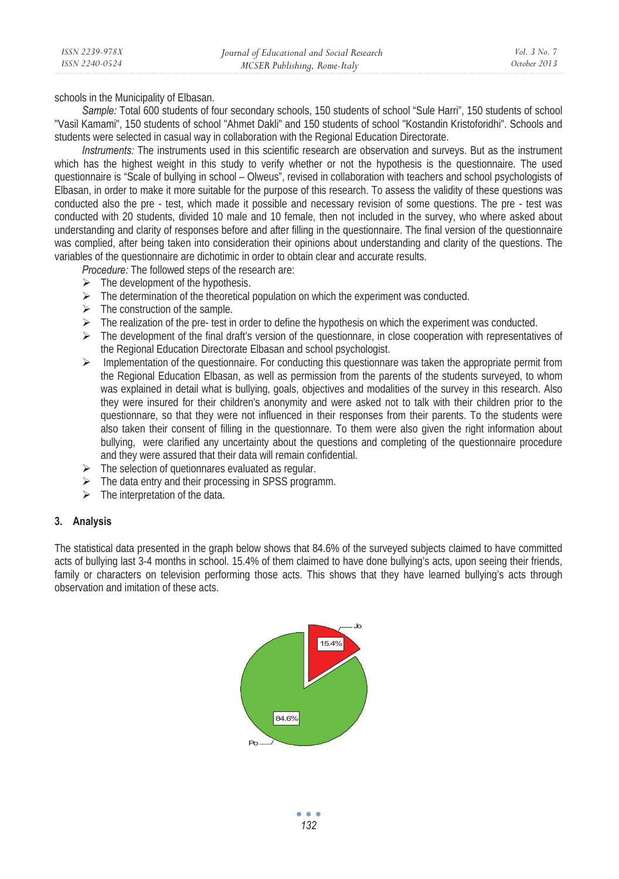schools in the Municipality of Elbasan.

*Sample:* Total 600 students of four secondary schools, 150 students of school "Sule Harri", 150 students of school "Vasil Kamami", 150 students of school "Ahmet Dakli" and 150 students of school "Kostandin Kristoforidhi". Schools and students were selected in casual way in collaboration with the Regional Education Directorate.

*Instruments:* The instruments used in this scientific research are observation and surveys. But as the instrument which has the highest weight in this study to verify whether or not the hypothesis is the questionnaire. The used questionnaire is "Scale of bullying in school – Olweus", revised in collaboration with teachers and school psychologists of Elbasan, in order to make it more suitable for the purpose of this research. To assess the validity of these questions was conducted also the pre - test, which made it possible and necessary revision of some questions. The pre - test was conducted with 20 students, divided 10 male and 10 female, then not included in the survey, who where asked about understanding and clarity of responses before and after filling in the questionnaire. The final version of the questionnaire was complied, after being taken into consideration their opinions about understanding and clarity of the questions. The variables of the questionnaire are dichotimic in order to obtain clear and accurate results.

*Procedure:* The followed steps of the research are:

- The development of the hypothesis.
- The determination of the theoretical population on which the experiment was conducted.
- The construction of the sample.
- The realization of the pre- test in order to define the hypothesis on which the experiment was conducted.
- The development of the final draft's version of the questionnare, in close cooperation with representatives of the Regional Education Directorate Elbasan and school psychologist.
- Implementation of the questionnaire. For conducting this questionnare was taken the appropriate permit from the Regional Education Elbasan, as well as permission from the parents of the students surveyed, to whom was explained in detail what is bullying, goals, objectives and modalities of the survey in this research. Also they were insured for their children's anonymity and were asked not to talk with their children prior to the questionnare, so that they were not influenced in their responses from their parents. To the students were also taken their consent of filling in the questionnaire. To them were also given the right information about bullying, were clarified any uncertainty about the questions and completing of the questionnaire procedure and they were assured that their data will remain confidential.
- The selection of quetionnares evaluated as regular.
- The data entry and their processing in SPSS programm.
- The interpretation of the data.

## 3. Analysis

The statistical data presented in the graph below shows that 84.6% of the surveyed subjects claimed to have committed acts of bullying last 3-4 months in school. 15.4% of them claimed to have done bullying's acts, upon seeing their friends, family or characters on television performing those acts. This shows that they have learned bullying's acts through observation and imitation of these acts.

Jo 15.4%

Po 84.6%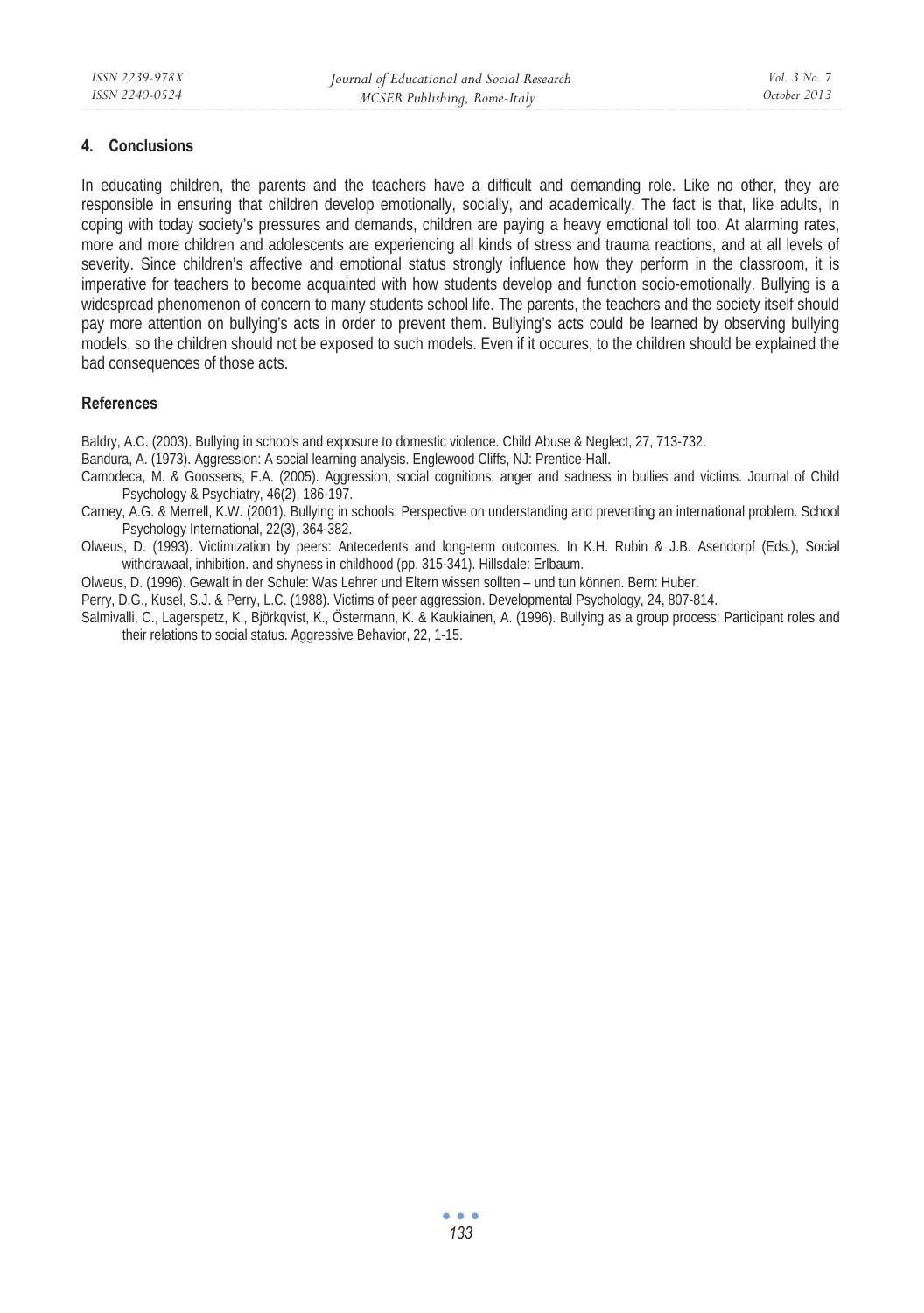## 4. Conclusions

In educating children, the parents and the teachers have a difficult and demanding role. Like no other, they are responsible in ensuring that children develop emotionally, socially, and academically. The fact is that, like adults, in coping with today society's pressures and demands, children are paying a heavy emotional toll too. At alarming rates, more and more children and adolescents are experiencing all kinds of stress and trauma reactions, and at all levels of severity. Since children's affective and emotional status strongly influence how they perform in the classroom, it is imperative for teachers to become acquainted with how students develop and function socio-emotionally. Bullying is a widespread phenomenon of concern to many students school life. The parents, the teachers and the society itself should pay more attention on bullying's acts in order to prevent them. Bullying's acts could be learned by observing bullying models, so the children should not be exposed to such models. Even if it occures, to the children should be explained the bad consequences of those acts.

## References

Baldry, A.C. (2003). Bullying in schools and exposure to domestic violence. Child Abuse & Neglect, 27, 713-732.

Bandura, A. (1973). Aggression: A social learning analysis. Englewood Cliffs, NJ: Prentice-Hall.

Camodeca, M. & Goossens, F.A. (2005). Aggression, social cognitions, anger and sadness in bullies and victims. Journal of Child Psychology & Psychiatry, 46(2), 186-197.

Carney, A.G. & Merrell, K.W. (2001). Bullying in schools: Perspective on understanding and preventing an international problem. School Psychology International, 22(3), 364-382.

Olweus, D. (1993). Victimization by peers: Antecedents and long-term outcomes. In K.H. Rubin & J.B. Asendorpf (Eds.), Social withdrawaal, inhibition. and shyness in childhood (pp. 315-341). Hillsdale: Erlbaum.

Olweus, D. (1996). Gewalt in der Schule: Was Lehrer und Eltern wissen sollten – und tun können. Bern: Huber.

Perry, D.G., Kusel, S.J. & Perry, L.C. (1988). Victims of peer aggression. Developmental Psychology, 24, 807-814.

Salmivalli, C., Lagerspetz, K., Björkqvist, K., Östermann, K. & Kaukiainen, A. (1996). Bullying as a group process: Participant roles and their relations to social status. Aggressive Behavior, 22, 1-15.